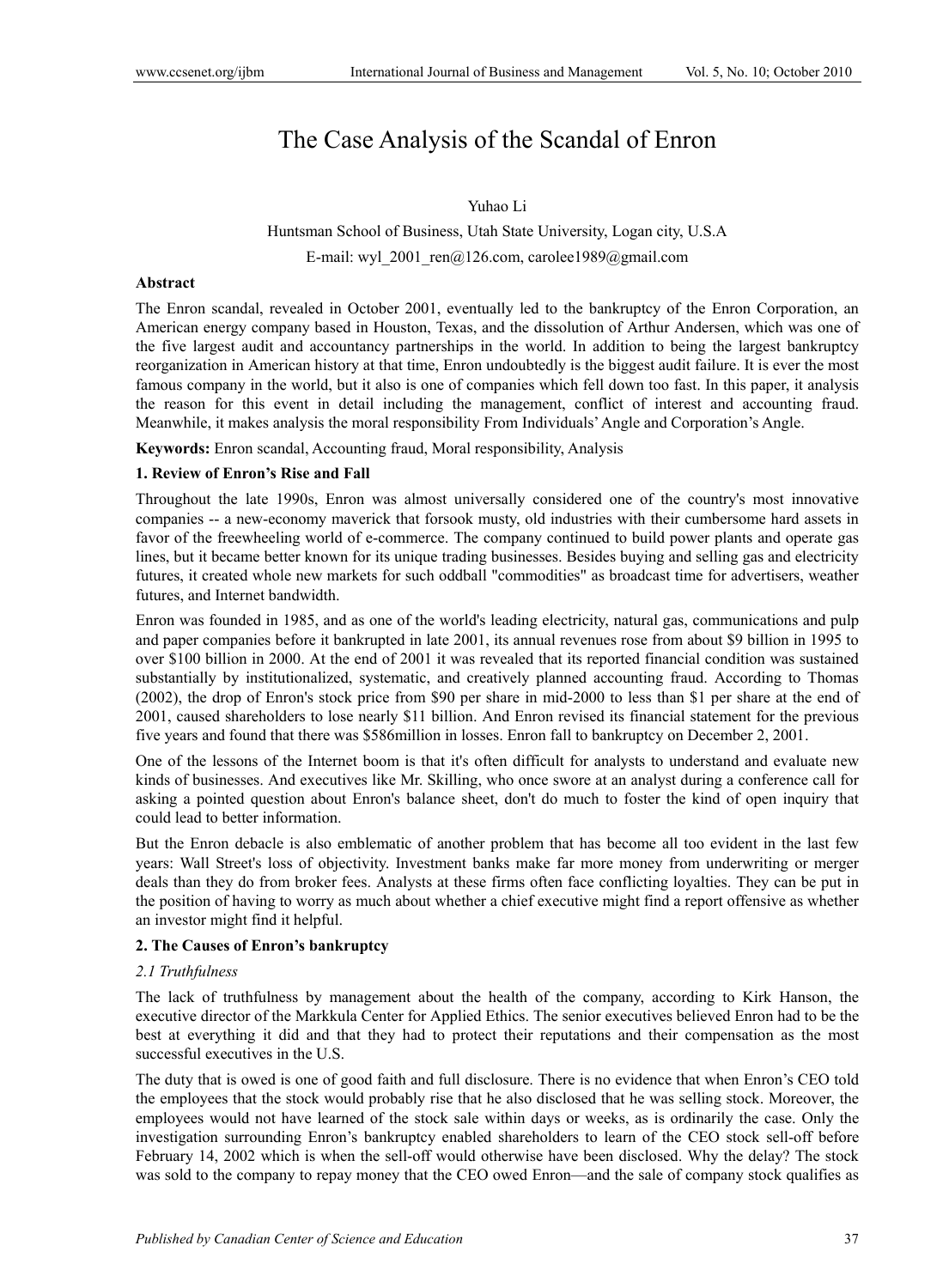# The Case Analysis of the Scandal of Enron

Yuhao Li

Huntsman School of Business, Utah State University, Logan city, U.S.A

E-mail: wyl_2001_ren@126.com, carolee1989@gmail.com

**Abstract**

The Enron scandal, revealed in October 2001, eventually led to the bankruptcy of the Enron Corporation, an American energy company based in Houston, Texas, and the dissolution of Arthur Andersen, which was one of the five largest audit and accountancy partnerships in the world. In addition to being the largest bankruptcy reorganization in American history at that time, Enron undoubtedly is the biggest audit failure. It is ever the most famous company in the world, but it also is one of companies which fell down too fast. In this paper, it analysis the reason for this event in detail including the management, conflict of interest and accounting fraud. Meanwhile, it makes analysis the moral responsibility From Individuals' Angle and Corporation's Angle.

**Keywords:** Enron scandal, Accounting fraud, Moral responsibility, Analysis

## 1. Review of Enron's Rise and Fall

Throughout the late 1990s, Enron was almost universally considered one of the country's most innovative companies -- a new-economy maverick that forsook musty, old industries with their cumbersome hard assets in favor of the freewheeling world of e-commerce. The company continued to build power plants and operate gas lines, but it became better known for its unique trading businesses. Besides buying and selling gas and electricity futures, it created whole new markets for such oddball "commodities" as broadcast time for advertisers, weather futures, and Internet bandwidth.

Enron was founded in 1985, and as one of the world's leading electricity, natural gas, communications and pulp and paper companies before it bankrupted in late 2001, its annual revenues rose from about $9 billion in 1995 to over $100 billion in 2000. At the end of 2001 it was revealed that its reported financial condition was sustained substantially by institutionalized, systematic, and creatively planned accounting fraud. According to Thomas (2002), the drop of Enron's stock price from $90 per share in mid-2000 to less than $1 per share at the end of 2001, caused shareholders to lose nearly $11 billion. And Enron revised its financial statement for the previous five years and found that there was $586million in losses. Enron fall to bankruptcy on December 2, 2001.

One of the lessons of the Internet boom is that it's often difficult for analysts to understand and evaluate new kinds of businesses. And executives like Mr. Skilling, who once swore at an analyst during a conference call for asking a pointed question about Enron's balance sheet, don't do much to foster the kind of open inquiry that could lead to better information.

But the Enron debacle is also emblematic of another problem that has become all too evident in the last few years: Wall Street's loss of objectivity. Investment banks make far more money from underwriting or merger deals than they do from broker fees. Analysts at these firms often face conflicting loyalties. They can be put in the position of having to worry as much about whether a chief executive might find a report offensive as whether an investor might find it helpful.

## 2. The Causes of Enron's bankruptcy

### *2.1 Truthfulness*

The lack of truthfulness by management about the health of the company, according to Kirk Hanson, the executive director of the Markkula Center for Applied Ethics. The senior executives believed Enron had to be the best at everything it did and that they had to protect their reputations and their compensation as the most successful executives in the U.S.

The duty that is owed is one of good faith and full disclosure. There is no evidence that when Enron's CEO told the employees that the stock would probably rise that he also disclosed that he was selling stock. Moreover, the employees would not have learned of the stock sale within days or weeks, as is ordinarily the case. Only the investigation surrounding Enron's bankruptcy enabled shareholders to learn of the CEO stock sell-off before February 14, 2002 which is when the sell-off would otherwise have been disclosed. Why the delay? The stock was sold to the company to repay money that the CEO owed Enron—and the sale of company stock qualifies as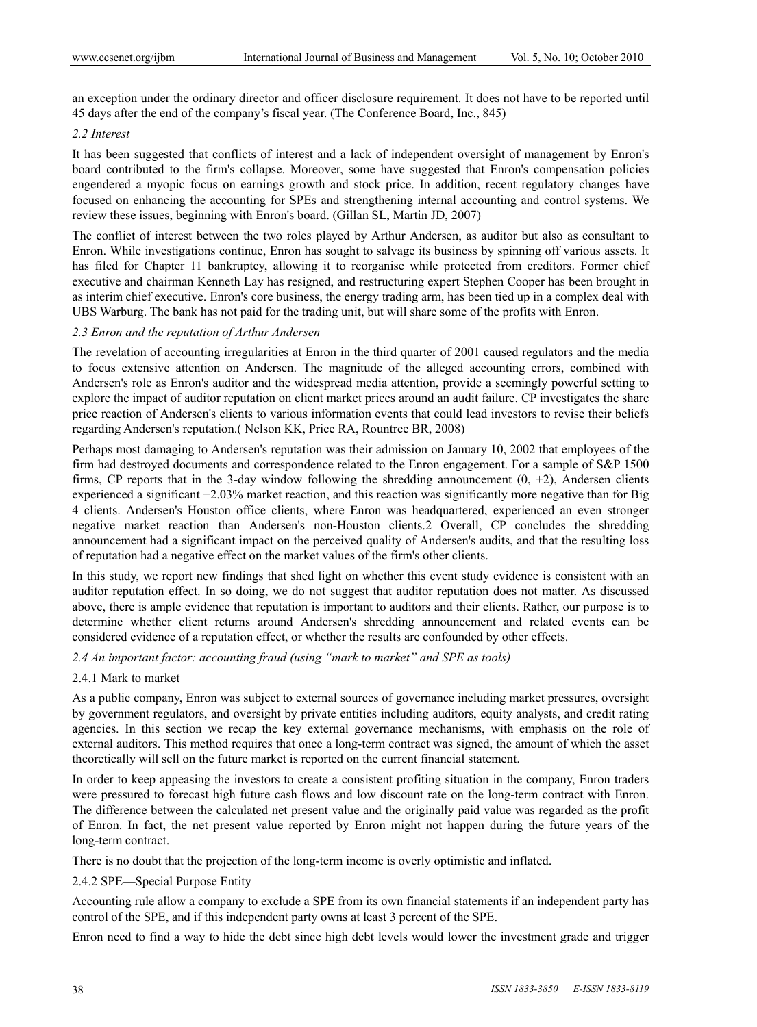an exception under the ordinary director and officer disclosure requirement. It does not have to be reported until 45 days after the end of the company's fiscal year. (The Conference Board, Inc., 845)

### *2.2 Interest*

It has been suggested that conflicts of interest and a lack of independent oversight of management by Enron's board contributed to the firm's collapse. Moreover, some have suggested that Enron's compensation policies engendered a myopic focus on earnings growth and stock price. In addition, recent regulatory changes have focused on enhancing the accounting for SPEs and strengthening internal accounting and control systems. We review these issues, beginning with Enron's board. (Gillan SL, Martin JD, 2007)

The conflict of interest between the two roles played by Arthur Andersen, as auditor but also as consultant to Enron. While investigations continue, Enron has sought to salvage its business by spinning off various assets. It has filed for Chapter 11 bankruptcy, allowing it to reorganise while protected from creditors. Former chief executive and chairman Kenneth Lay has resigned, and restructuring expert Stephen Cooper has been brought in as interim chief executive. Enron's core business, the energy trading arm, has been tied up in a complex deal with UBS Warburg. The bank has not paid for the trading unit, but will share some of the profits with Enron.

### *2.3 Enron and the reputation of Arthur Andersen*

The revelation of accounting irregularities at Enron in the third quarter of 2001 caused regulators and the media to focus extensive attention on Andersen. The magnitude of the alleged accounting errors, combined with Andersen's role as Enron's auditor and the widespread media attention, provide a seemingly powerful setting to explore the impact of auditor reputation on client market prices around an audit failure. CP investigates the share price reaction of Andersen's clients to various information events that could lead investors to revise their beliefs regarding Andersen's reputation.( Nelson KK, Price RA, Rountree BR, 2008)

Perhaps most damaging to Andersen's reputation was their admission on January 10, 2002 that employees of the firm had destroyed documents and correspondence related to the Enron engagement. For a sample of S&P 1500 firms, CP reports that in the 3-day window following the shredding announcement (0, +2), Andersen clients experienced a significant −2.03% market reaction, and this reaction was significantly more negative than for Big 4 clients. Andersen's Houston office clients, where Enron was headquartered, experienced an even stronger negative market reaction than Andersen's non-Houston clients.2 Overall, CP concludes the shredding announcement had a significant impact on the perceived quality of Andersen's audits, and that the resulting loss of reputation had a negative effect on the market values of the firm's other clients.

In this study, we report new findings that shed light on whether this event study evidence is consistent with an auditor reputation effect. In so doing, we do not suggest that auditor reputation does not matter. As discussed above, there is ample evidence that reputation is important to auditors and their clients. Rather, our purpose is to determine whether client returns around Andersen's shredding announcement and related events can be considered evidence of a reputation effect, or whether the results are confounded by other effects.

### *2.4 An important factor: accounting fraud (using "mark to market" and SPE as tools)*

#### 2.4.1 Mark to market

As a public company, Enron was subject to external sources of governance including market pressures, oversight by government regulators, and oversight by private entities including auditors, equity analysts, and credit rating agencies. In this section we recap the key external governance mechanisms, with emphasis on the role of external auditors. This method requires that once a long-term contract was signed, the amount of which the asset theoretically will sell on the future market is reported on the current financial statement.

In order to keep appeasing the investors to create a consistent profiting situation in the company, Enron traders were pressured to forecast high future cash flows and low discount rate on the long-term contract with Enron. The difference between the calculated net present value and the originally paid value was regarded as the profit of Enron. In fact, the net present value reported by Enron might not happen during the future years of the long-term contract.

There is no doubt that the projection of the long-term income is overly optimistic and inflated.

#### 2.4.2 SPE—Special Purpose Entity

Accounting rule allow a company to exclude a SPE from its own financial statements if an independent party has control of the SPE, and if this independent party owns at least 3 percent of the SPE.

Enron need to find a way to hide the debt since high debt levels would lower the investment grade and trigger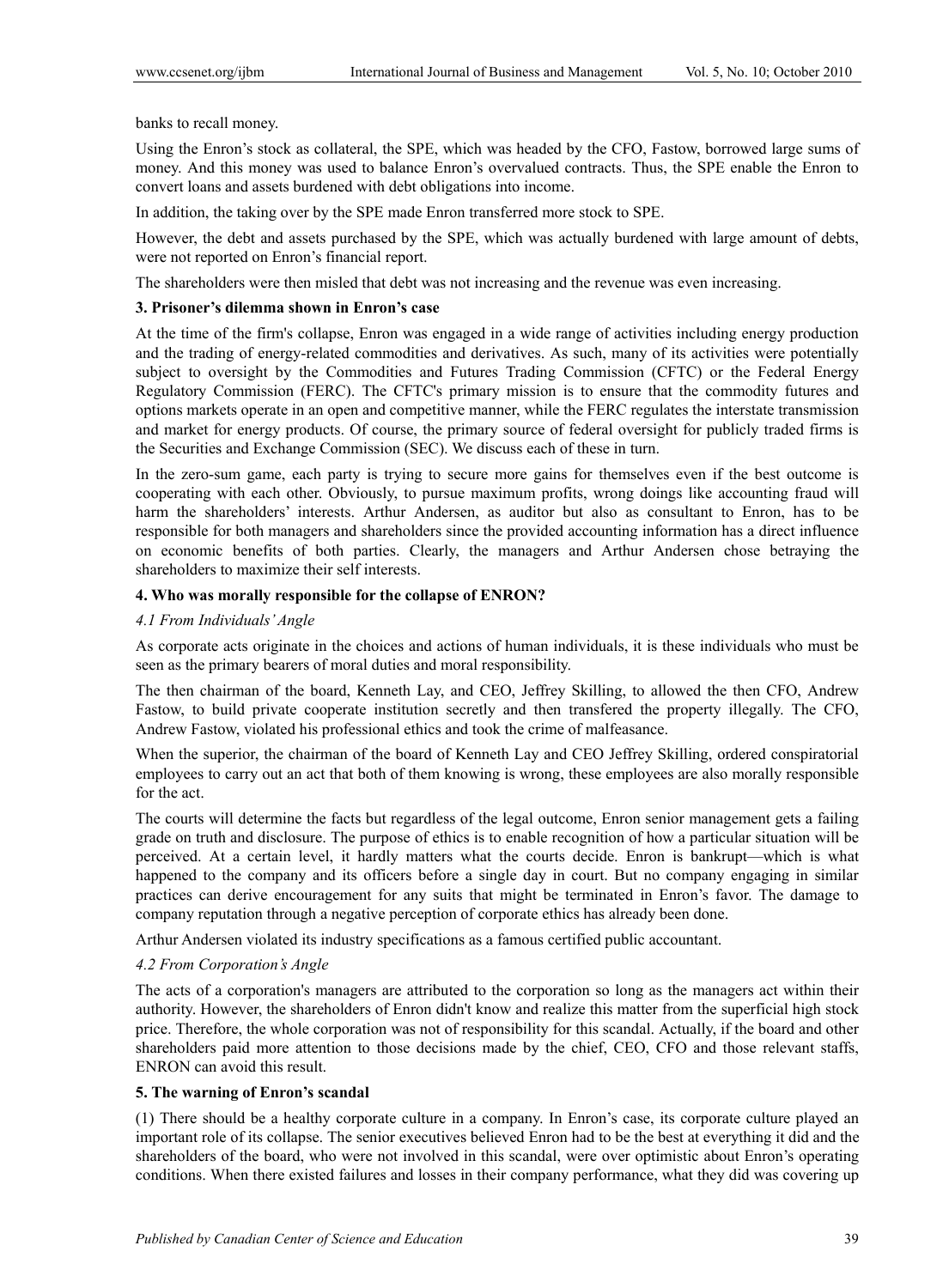banks to recall money.

Using the Enron's stock as collateral, the SPE, which was headed by the CFO, Fastow, borrowed large sums of money. And this money was used to balance Enron's overvalued contracts. Thus, the SPE enable the Enron to convert loans and assets burdened with debt obligations into income.

In addition, the taking over by the SPE made Enron transferred more stock to SPE.

However, the debt and assets purchased by the SPE, which was actually burdened with large amount of debts, were not reported on Enron's financial report.

The shareholders were then misled that debt was not increasing and the revenue was even increasing.

## 3. Prisoner's dilemma shown in Enron's case

At the time of the firm's collapse, Enron was engaged in a wide range of activities including energy production and the trading of energy-related commodities and derivatives. As such, many of its activities were potentially subject to oversight by the Commodities and Futures Trading Commission (CFTC) or the Federal Energy Regulatory Commission (FERC). The CFTC's primary mission is to ensure that the commodity futures and options markets operate in an open and competitive manner, while the FERC regulates the interstate transmission and market for energy products. Of course, the primary source of federal oversight for publicly traded firms is the Securities and Exchange Commission (SEC). We discuss each of these in turn.

In the zero-sum game, each party is trying to secure more gains for themselves even if the best outcome is cooperating with each other. Obviously, to pursue maximum profits, wrong doings like accounting fraud will harm the shareholders' interests. Arthur Andersen, as auditor but also as consultant to Enron, has to be responsible for both managers and shareholders since the provided accounting information has a direct influence on economic benefits of both parties. Clearly, the managers and Arthur Andersen chose betraying the shareholders to maximize their self interests.

## 4. Who was morally responsible for the collapse of ENRON?

### *4.1 From Individuals' Angle*

As corporate acts originate in the choices and actions of human individuals, it is these individuals who must be seen as the primary bearers of moral duties and moral responsibility.

The then chairman of the board, Kenneth Lay, and CEO, Jeffrey Skilling, to allowed the then CFO, Andrew Fastow, to build private cooperate institution secretly and then transfered the property illegally. The CFO, Andrew Fastow, violated his professional ethics and took the crime of malfeasance.

When the superior, the chairman of the board of Kenneth Lay and CEO Jeffrey Skilling, ordered conspiratorial employees to carry out an act that both of them knowing is wrong, these employees are also morally responsible for the act.

The courts will determine the facts but regardless of the legal outcome, Enron senior management gets a failing grade on truth and disclosure. The purpose of ethics is to enable recognition of how a particular situation will be perceived. At a certain level, it hardly matters what the courts decide. Enron is bankrupt—which is what happened to the company and its officers before a single day in court. But no company engaging in similar practices can derive encouragement for any suits that might be terminated in Enron's favor. The damage to company reputation through a negative perception of corporate ethics has already been done.

Arthur Andersen violated its industry specifications as a famous certified public accountant.

### *4.2 From Corporation's Angle*

The acts of a corporation's managers are attributed to the corporation so long as the managers act within their authority. However, the shareholders of Enron didn't know and realize this matter from the superficial high stock price. Therefore, the whole corporation was not of responsibility for this scandal. Actually, if the board and other shareholders paid more attention to those decisions made by the chief, CEO, CFO and those relevant staffs, ENRON can avoid this result.

## 5. The warning of Enron's scandal

(1) There should be a healthy corporate culture in a company. In Enron's case, its corporate culture played an important role of its collapse. The senior executives believed Enron had to be the best at everything it did and the shareholders of the board, who were not involved in this scandal, were over optimistic about Enron's operating conditions. When there existed failures and losses in their company performance, what they did was covering up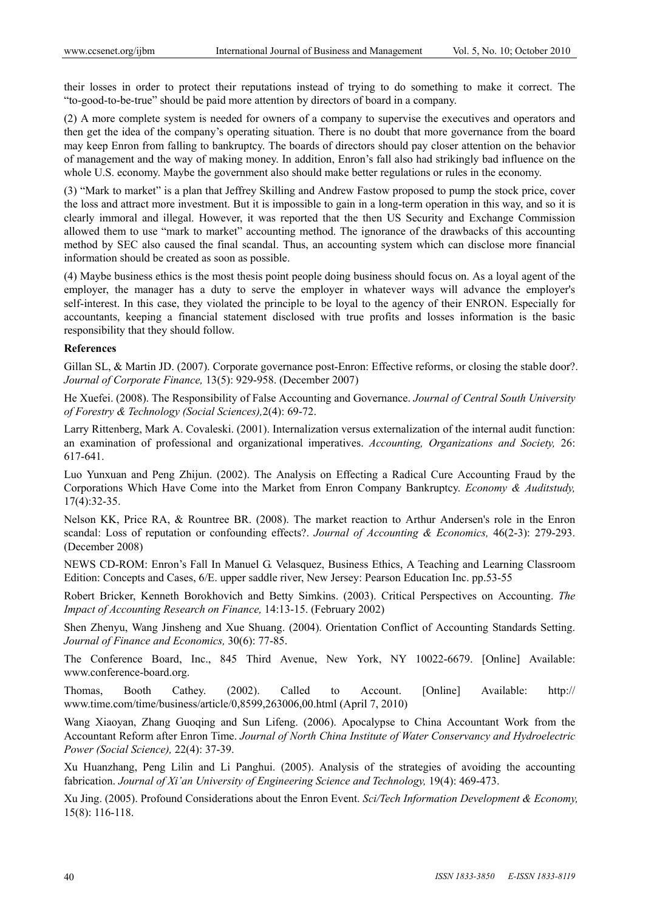their losses in order to protect their reputations instead of trying to do something to make it correct. The "to-good-to-be-true" should be paid more attention by directors of board in a company.

(2) A more complete system is needed for owners of a company to supervise the executives and operators and then get the idea of the company's operating situation. There is no doubt that more governance from the board may keep Enron from falling to bankruptcy. The boards of directors should pay closer attention on the behavior of management and the way of making money. In addition, Enron's fall also had strikingly bad influence on the whole U.S. economy. Maybe the government also should make better regulations or rules in the economy.

(3) "Mark to market" is a plan that Jeffrey Skilling and Andrew Fastow proposed to pump the stock price, cover the loss and attract more investment. But it is impossible to gain in a long-term operation in this way, and so it is clearly immoral and illegal. However, it was reported that the then US Security and Exchange Commission allowed them to use "mark to market" accounting method. The ignorance of the drawbacks of this accounting method by SEC also caused the final scandal. Thus, an accounting system which can disclose more financial information should be created as soon as possible.

(4) Maybe business ethics is the most thesis point people doing business should focus on. As a loyal agent of the employer, the manager has a duty to serve the employer in whatever ways will advance the employer's self-interest. In this case, they violated the principle to be loyal to the agency of their ENRON. Especially for accountants, keeping a financial statement disclosed with true profits and losses information is the basic responsibility that they should follow.

**References**

Gillan SL, & Martin JD. (2007). Corporate governance post-Enron: Effective reforms, or closing the stable door?. *Journal of Corporate Finance,* 13(5): 929-958. (December 2007)

He Xuefei. (2008). The Responsibility of False Accounting and Governance. *Journal of Central South University of Forestry & Technology (Social Sciences),*2(4): 69-72.

Larry Rittenberg, Mark A. Covaleski. (2001). Internalization versus externalization of the internal audit function: an examination of professional and organizational imperatives. *Accounting, Organizations and Society,* 26: 617-641.

Luo Yunxuan and Peng Zhijun. (2002). The Analysis on Effecting a Radical Cure Accounting Fraud by the Corporations Which Have Come into the Market from Enron Company Bankruptcy. *Economy & Auditstudy,* 17(4):32-35.

Nelson KK, Price RA, & Rountree BR. (2008). The market reaction to Arthur Andersen's role in the Enron scandal: Loss of reputation or confounding effects?. *Journal of Accounting & Economics,* 46(2-3): 279-293. (December 2008)

NEWS CD-ROM: Enron's Fall In Manuel G. Velasquez, Business Ethics, A Teaching and Learning Classroom Edition: Concepts and Cases, 6/E. upper saddle river, New Jersey: Pearson Education Inc. pp.53-55

Robert Bricker, Kenneth Borokhovich and Betty Simkins. (2003). Critical Perspectives on Accounting. *The Impact of Accounting Research on Finance,* 14:13-15. (February 2002)

Shen Zhenyu, Wang Jinsheng and Xue Shuang. (2004). Orientation Conflict of Accounting Standards Setting. *Journal of Finance and Economics,* 30(6): 77-85.

The Conference Board, Inc., 845 Third Avenue, New York, NY 10022-6679. [Online] Available: www.conference-board.org.

Thomas, Booth Cathey. (2002). Called to Account. [Online] Available: http:// www.time.com/time/business/article/0,8599,263006,00.html (April 7, 2010)

Wang Xiaoyan, Zhang Guoqing and Sun Lifeng. (2006). Apocalypse to China Accountant Work from the Accountant Reform after Enron Time. *Journal of North China Institute of Water Conservancy and Hydroelectric Power (Social Science),* 22(4): 37-39.

Xu Huanzhang, Peng Lilin and Li Panghui. (2005). Analysis of the strategies of avoiding the accounting fabrication. *Journal of Xi'an University of Engineering Science and Technology,* 19(4): 469-473.

Xu Jing. (2005). Profound Considerations about the Enron Event. *Sci/Tech Information Development & Economy,* 15(8): 116-118.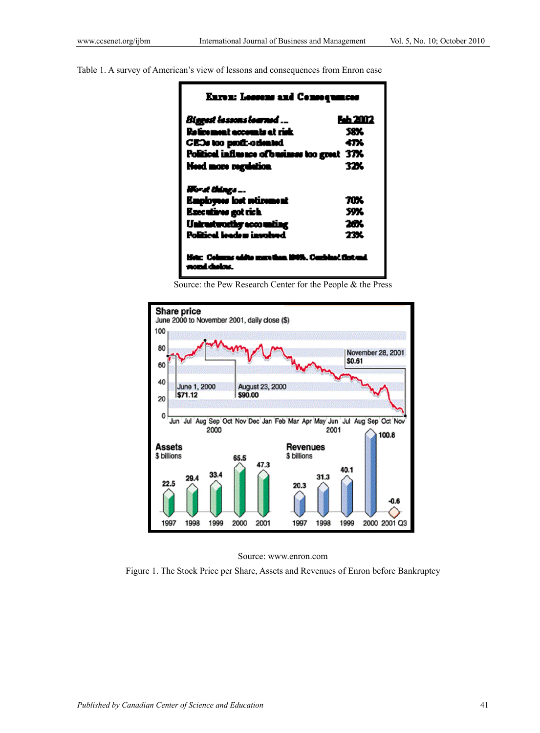Table 1. A survey of American's view of lessons and consequences from Enron case

**Enron: Lessons and Consequences**

| *Biggest lessons learned ...* | Feb 2002 |
| --- | --- |
| Retirement accounts at risk | 58% |
| CEOs too profit-oriented | 47% |
| Political influence of business too great | 37% |
| Need more regulation | 32% |
| *Worst things ...* | |
| Employees lost retirement | 70% |
| Executives got rich | 59% |
| Untrustworthy accounting | 26% |
| Political leaders involved | 23% |

Note: Columns add to more than 100%. Combined first and second choices.

Source: the Pew Research Center for the People & the Press

Share price

June 2000 to November 2001, daily close ($)

100
80
60
40
20
0

June 1, 2000
$71.12

August 23, 2000
$90.00

November 28, 2001
$0.61

Jun Jul Aug Sep Oct Nov Dec Jan Feb Mar Apr May Jun Jul Aug Sep Oct Nov
2000 2001

Assets
$ billions

22.5 29.4 33.4 65.5 47.3

1997 1998 1999 2000 2001

Revenues
$ billions

20.3 31.3 40.1 100.8 -0.6

1997 1998 1999 2000 2001 Q3

Source: www.enron.com

Figure 1. The Stock Price per Share, Assets and Revenues of Enron before Bankruptcy